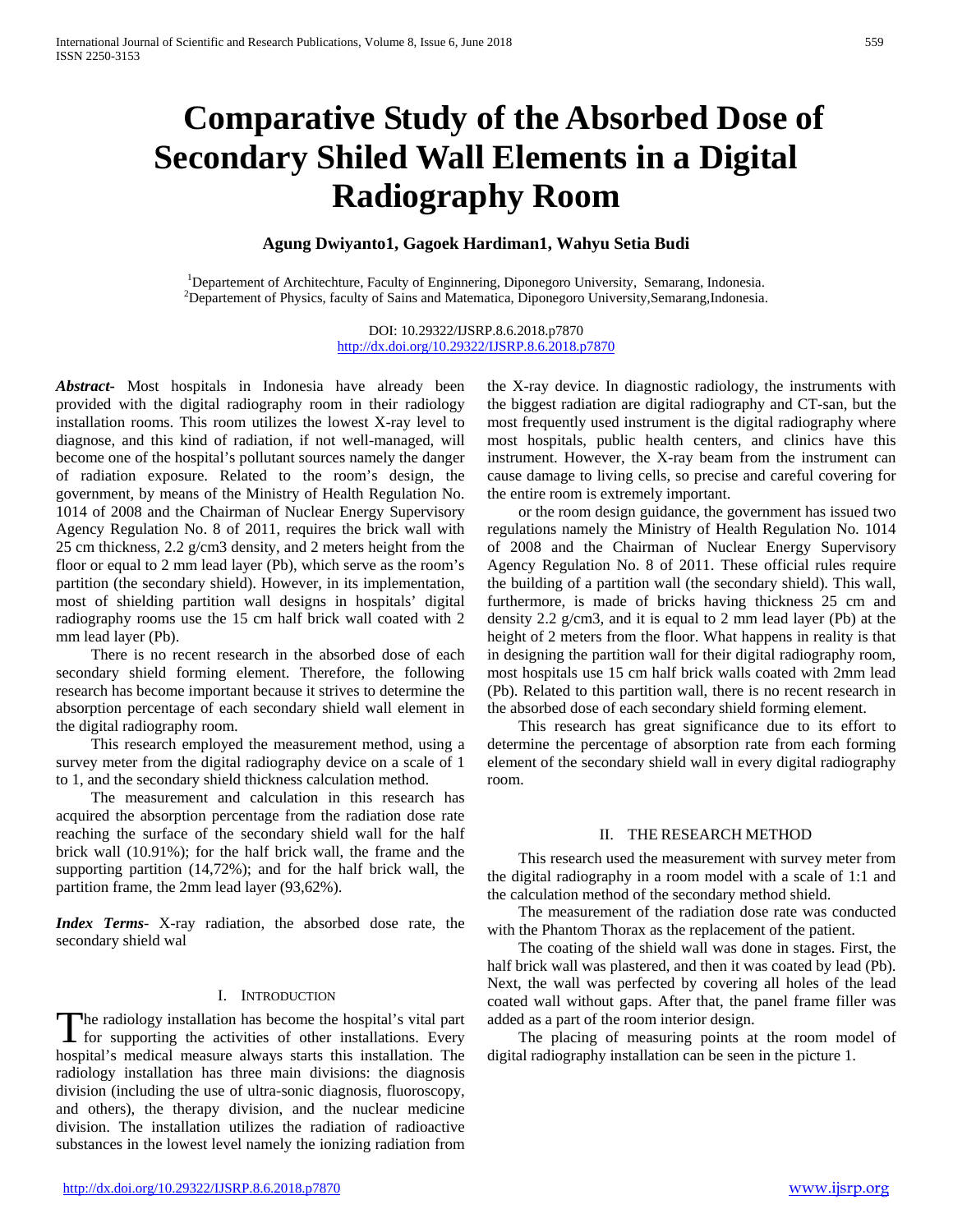# Comparative Study of the Absorbed Dose of Secondary Shiled Wall Elements in a Digital Radiography Room

**Agung Dwiyanto1, Gagoek Hardiman1, Wahyu Setia Budi**

[1]Departement of Architechture, Faculty of Enginnering, Diponegoro University, Semarang, Indonesia.
[2]Departement of Physics, faculty of Sains and Matematica, Diponegoro University,Semarang,Indonesia.

DOI: 10.29322/IJSRP.8.6.2018.p7870
http://dx.doi.org/10.29322/IJSRP.8.6.2018.p7870

***Abstract-*** Most hospitals in Indonesia have already been provided with the digital radiography room in their radiology installation rooms. This room utilizes the lowest X-ray level to diagnose, and this kind of radiation, if not well-managed, will become one of the hospital's pollutant sources namely the danger of radiation exposure. Related to the room's design, the government, by means of the Ministry of Health Regulation No. 1014 of 2008 and the Chairman of Nuclear Energy Supervisory Agency Regulation No. 8 of 2011, requires the brick wall with 25 cm thickness, 2.2 g/cm3 density, and 2 meters height from the floor or equal to 2 mm lead layer (Pb), which serve as the room's partition (the secondary shield). However, in its implementation, most of shielding partition wall designs in hospitals' digital radiography rooms use the 15 cm half brick wall coated with 2 mm lead layer (Pb).

There is no recent research in the absorbed dose of each secondary shield forming element. Therefore, the following research has become important because it strives to determine the absorption percentage of each secondary shield wall element in the digital radiography room.

This research employed the measurement method, using a survey meter from the digital radiography device on a scale of 1 to 1, and the secondary shield thickness calculation method.

The measurement and calculation in this research has acquired the absorption percentage from the radiation dose rate reaching the surface of the secondary shield wall for the half brick wall (10.91%); for the half brick wall, the frame and the supporting partition (14,72%); and for the half brick wall, the partition frame, the 2mm lead layer (93,62%).

***Index Terms****-* X-ray radiation, the absorbed dose rate, the secondary shield wal

## I. Introduction

The radiology installation has become the hospital's vital part for supporting the activities of other installations. Every hospital's medical measure always starts this installation. The radiology installation has three main divisions: the diagnosis division (including the use of ultra-sonic diagnosis, fluoroscopy, and others), the therapy division, and the nuclear medicine division. The installation utilizes the radiation of radioactive substances in the lowest level namely the ionizing radiation from the X-ray device. In diagnostic radiology, the instruments with the biggest radiation are digital radiography and CT-san, but the most frequently used instrument is the digital radiography where most hospitals, public health centers, and clinics have this instrument. However, the X-ray beam from the instrument can cause damage to living cells, so precise and careful covering for the entire room is extremely important.

or the room design guidance, the government has issued two regulations namely the Ministry of Health Regulation No. 1014 of 2008 and the Chairman of Nuclear Energy Supervisory Agency Regulation No. 8 of 2011. These official rules require the building of a partition wall (the secondary shield). This wall, furthermore, is made of bricks having thickness 25 cm and density 2.2 g/cm3, and it is equal to 2 mm lead layer (Pb) at the height of 2 meters from the floor. What happens in reality is that in designing the partition wall for their digital radiography room, most hospitals use 15 cm half brick walls coated with 2mm lead (Pb). Related to this partition wall, there is no recent research in the absorbed dose of each secondary shield forming element.

This research has great significance due to its effort to determine the percentage of absorption rate from each forming element of the secondary shield wall in every digital radiography room.

## II. The Research Method

This research used the measurement with survey meter from the digital radiography in a room model with a scale of 1:1 and the calculation method of the secondary method shield.

The measurement of the radiation dose rate was conducted with the Phantom Thorax as the replacement of the patient.

The coating of the shield wall was done in stages. First, the half brick wall was plastered, and then it was coated by lead (Pb). Next, the wall was perfected by covering all holes of the lead coated wall without gaps. After that, the panel frame filler was added as a part of the room interior design.

The placing of measuring points at the room model of digital radiography installation can be seen in the picture 1.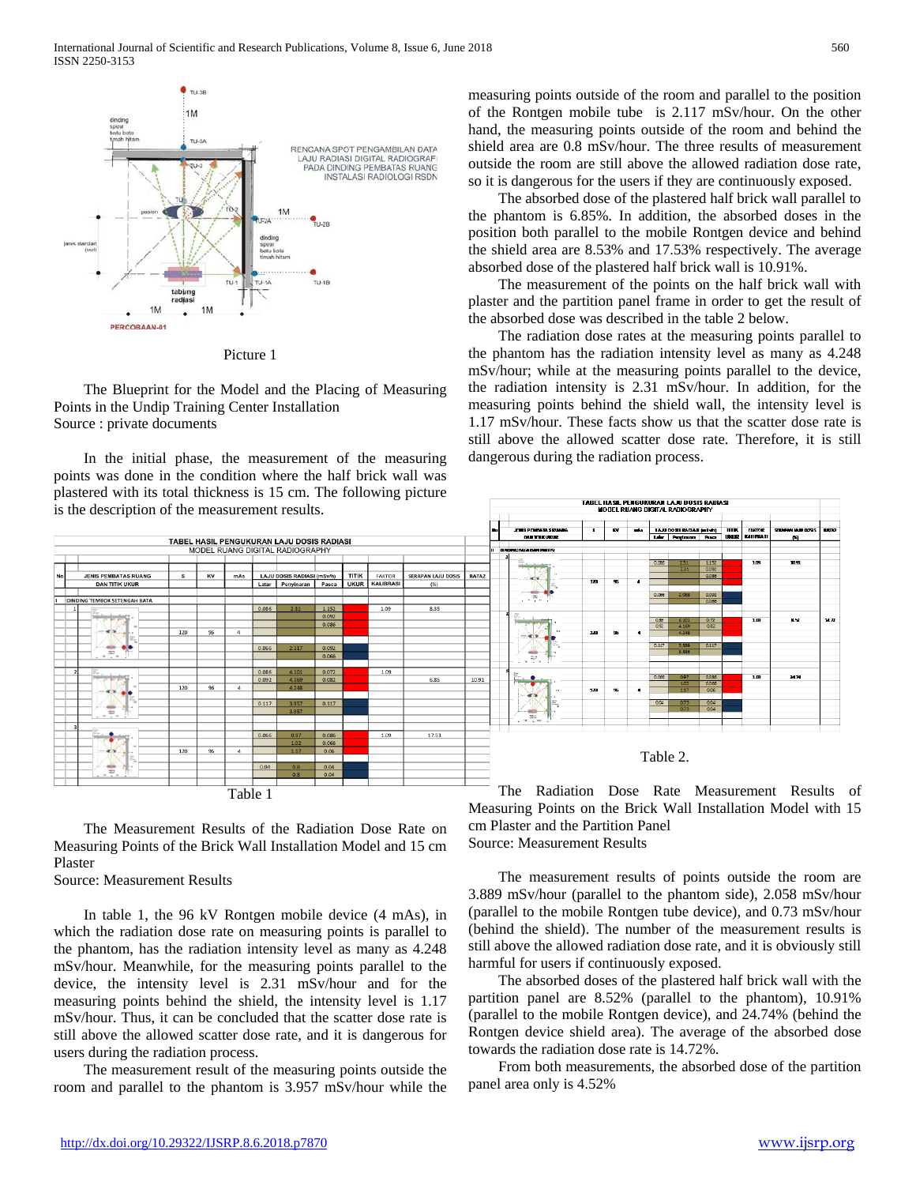RENCANA SPOT PENGAMBILAN DATA LAJU RADIASI DIGITAL RADIOGRAFI PADA DINDING PEMBATAS RUANG INSTALASI RADIOLOGI RSDN

PERCOBAAN-01

Picture 1

The Blueprint for the Model and the Placing of Measuring Points in the Undip Training Center Installation
Source : private documents

In the initial phase, the measurement of the measuring points was done in the condition where the half brick wall was plastered with its total thickness is 15 cm. The following picture is the description of the measurement results.

**TABEL HASIL PENGUKURAN LAJU DOSIS RADIASI**
MODEL RUANG DIGITAL RADIOGRAPHY

| No | JENIS PEMBATAS RUANG DAN TITIK UKUR | S | KV | mAs | LAJU DOSIS RADIASI (mSv/h) | | | TITIK UKUR | FAKTOR KALIBRASI | SERAPAN LAJU DOSIS (%) | RATA2 |
|---|---|---|---|---|---|---|---|---|---|---|---|
| | | | | | Latar | Penyinaran | Pasca | | | | |
| I | DINDING TEMBOK SETENGAH BATA | | | | | | | | | | |
| 1 | | 120 | 96 | 4 | 0.086 | 2.31 | 1.152 / 0.092 / 0.086 | | 1.09 | 8.35 | |
| | | | | | 0.066 | 2.117 | 0.092 / 0.066 | | | | |
| 2 | | 120 | 96 | 4 | 0.086 / 0.092 | 4.101 / 4.169 / 4.248 | 0.072 / 0.082 | | 1.09 | 6.85 | 10.91 |
| | | | | | 0.117 | 3.957 / 3.957 | 0.117 | | | | |
| 3 | | 120 | 96 | 4 | 0.066 | 0.97 / 1.02 / 1.17 | 0.086 / 0.066 / 0.06 | | 1.09 | 17.53 | |
| | | | | | 0.04 | 0.8 / 0.8 | 0.04 / 0.04 | | | | |

Table 1

The Measurement Results of the Radiation Dose Rate on Measuring Points of the Brick Wall Installation Model and 15 cm Plaster
Source: Measurement Results

In table 1, the 96 kV Rontgen mobile device (4 mAs), in which the radiation dose rate on measuring points is parallel to the phantom, has the radiation intensity level as many as 4.248 mSv/hour. Meanwhile, for the measuring points parallel to the device, the intensity level is 2.31 mSv/hour and for the measuring points behind the shield, the intensity level is 1.17 mSv/hour. Thus, it can be concluded that the scatter dose rate is still above the allowed scatter dose rate, and it is dangerous for users during the radiation process.

The measurement result of the measuring points outside the room and parallel to the phantom is 3.957 mSv/hour while the measuring points outside of the room and parallel to the position of the Rontgen mobile tube is 2.117 mSv/hour. On the other hand, the measuring points outside of the room and behind the shield area are 0.8 mSv/hour. The three results of measurement outside the room are still above the allowed radiation dose rate, so it is dangerous for the users if they are continuously exposed.

The absorbed dose of the plastered half brick wall parallel to the phantom is 6.85%. In addition, the absorbed doses in the position both parallel to the mobile Rontgen device and behind the shield area are 8.53% and 17.53% respectively. The average absorbed dose of the plastered half brick wall is 10.91%.

The measurement of the points on the half brick wall with plaster and the partition panel frame in order to get the result of the absorbed dose was described in the table 2 below.

The radiation dose rates at the measuring points parallel to the phantom has the radiation intensity level as many as 4.248 mSv/hour; while at the measuring points parallel to the device, the radiation intensity is 2.31 mSv/hour. In addition, for the measuring points behind the shield wall, the intensity level is 1.17 mSv/hour. These facts show us that the scatter dose rate is still above the allowed scatter dose rate. Therefore, it is still dangerous during the radiation process.

**TABEL HASIL PENGUKURAN LAJU DOSIS RADIASI**
MODEL RUANG DIGITAL RADIOGRAPHY

| No | JENIS PEMBATAS RUANG DAN TITIK UKUR | S | KV | mAs | LAJU DOSIS RADIASI (mSv/h) | | | TITIK UKUR | FAKTOR KALIBRASI | SERAPAN LAJU DOSIS (%) | RATA2 |
|---|---|---|---|---|---|---|---|---|---|---|---|
| | | | | | Latar | Penyinaran | Pasca | | | | |
| II | DINDING PARTISI | | | | | | | | | | |
| 3 | | 120 | 96 | 4 | 0.086 | 2.31 | 1.152 / 0.092 / 0.086 | | 1.09 | 10.91 | |
| | | | | | 0.066 | 2.058 | 0.092 / 0.086 | | | | |
| 4 | | 120 | 96 | 4 | 0.86 / 0.92 | 4.101 / 4.169 / 4.248 | 0.72 / 0.82 | | 1.09 | 8.52 | 14.72 |
| | | | | | 0.117 | 3.889 / 3.889 | 0.117 | | | | |
| 5 | | 120 | 96 | 4 | 0.066 | 0.97 / 1.02 / 1.17 | 0.086 / 0.066 / 0.06 | | 1.09 | 24.74 | |
| | | | | | 0.04 | 0.73 / 0.73 | 0.04 / 0.04 | | | | |

Table 2.

The Radiation Dose Rate Measurement Results of Measuring Points on the Brick Wall Installation Model with 15 cm Plaster and the Partition Panel
Source: Measurement Results

The measurement results of points outside the room are 3.889 mSv/hour (parallel to the phantom side), 2.058 mSv/hour (parallel to the mobile Rontgen tube device), and 0.73 mSv/hour (behind the shield). The number of the measurement results is still above the allowed radiation dose rate, and it is obviously still harmful for users if continuously exposed.

The absorbed doses of the plastered half brick wall with the partition panel are 8.52% (parallel to the phantom), 10.91% (parallel to the mobile Rontgen device), and 24.74% (behind the Rontgen device shield area). The average of the absorbed dose towards the radiation dose rate is 14.72%.

From both measurements, the absorbed dose of the partition panel area only is 4.52%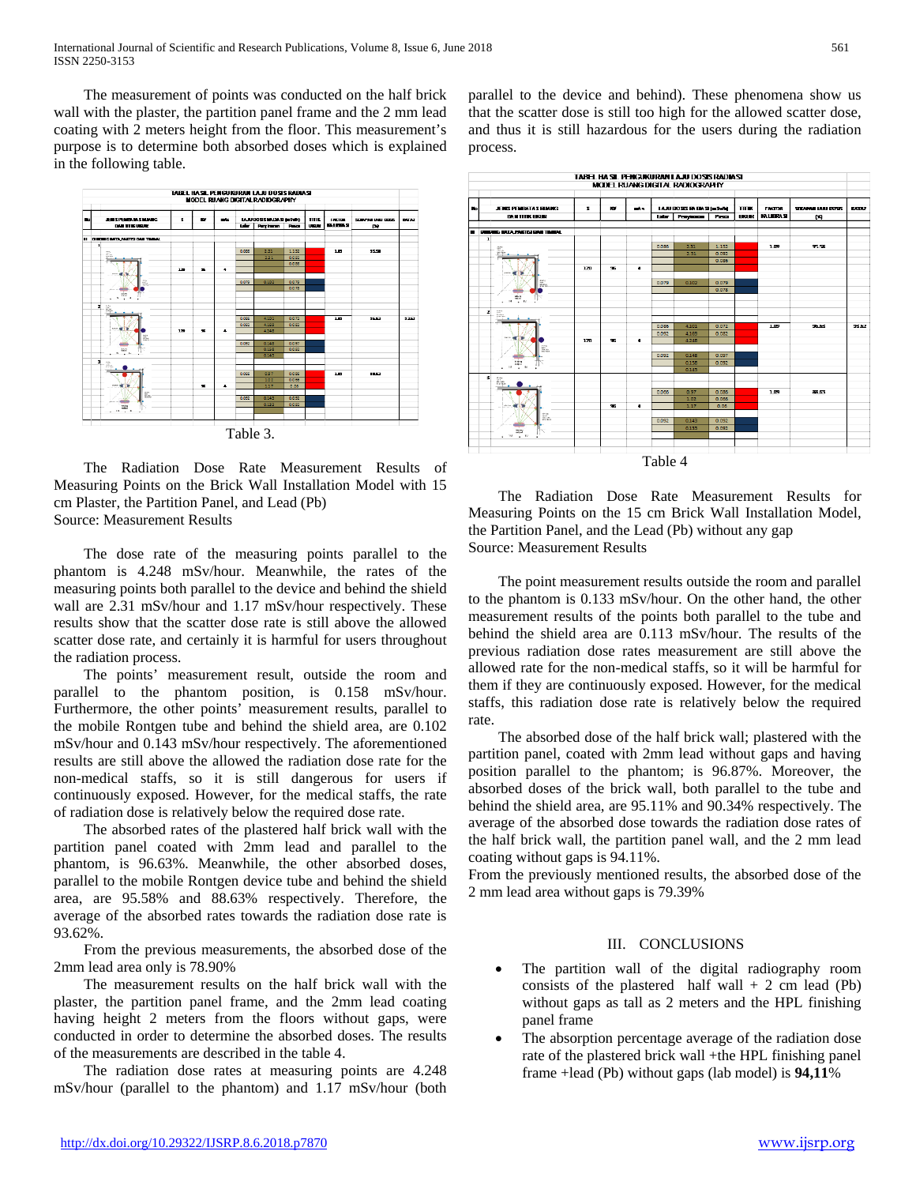The measurement of points was conducted on the half brick wall with the plaster, the partition panel frame and the 2 mm lead coating with 2 meters height from the floor. This measurement's purpose is to determine both absorbed doses which is explained in the following table.

Table 3.

The Radiation Dose Rate Measurement Results of Measuring Points on the Brick Wall Installation Model with 15 cm Plaster, the Partition Panel, and Lead (Pb)
Source: Measurement Results

The dose rate of the measuring points parallel to the phantom is 4.248 mSv/hour. Meanwhile, the rates of the measuring points both parallel to the device and behind the shield wall are 2.31 mSv/hour and 1.17 mSv/hour respectively. These results show that the scatter dose rate is still above the allowed scatter dose rate, and certainly it is harmful for users throughout the radiation process.

The points' measurement result, outside the room and parallel to the phantom position, is 0.158 mSv/hour. Furthermore, the other points' measurement results, parallel to the mobile Rontgen tube and behind the shield area, are 0.102 mSv/hour and 0.143 mSv/hour respectively. The aforementioned results are still above the allowed the radiation dose rate for the non-medical staffs, so it is still dangerous for users if continuously exposed. However, for the medical staffs, the rate of radiation dose is relatively below the required dose rate.

The absorbed rates of the plastered half brick wall with the partition panel coated with 2mm lead and parallel to the phantom, is 96.63%. Meanwhile, the other absorbed doses, parallel to the mobile Rontgen device tube and behind the shield area, are 95.58% and 88.63% respectively. Therefore, the average of the absorbed rates towards the radiation dose rate is 93.62%.

From the previous measurements, the absorbed dose of the 2mm lead area only is 78.90%

The measurement results on the half brick wall with the plaster, the partition panel frame, and the 2mm lead coating having height 2 meters from the floors without gaps, were conducted in order to determine the absorbed doses. The results of the measurements are described in the table 4.

The radiation dose rates at measuring points are 4.248 mSv/hour (parallel to the phantom) and 1.17 mSv/hour (both parallel to the device and behind). These phenomena show us that the scatter dose is still too high for the allowed scatter dose, and thus it is still hazardous for the users during the radiation process.

Table 4

The Radiation Dose Rate Measurement Results for Measuring Points on the 15 cm Brick Wall Installation Model, the Partition Panel, and the Lead (Pb) without any gap
Source: Measurement Results

The point measurement results outside the room and parallel to the phantom is 0.133 mSv/hour. On the other hand, the other measurement results of the points both parallel to the tube and behind the shield area are 0.113 mSv/hour. The results of the previous radiation dose rates measurement are still above the allowed rate for the non-medical staffs, so it will be harmful for them if they are continuously exposed. However, for the medical staffs, this radiation dose rate is relatively below the required rate.

The absorbed dose of the half brick wall; plastered with the partition panel, coated with 2mm lead without gaps and having position parallel to the phantom; is 96.87%. Moreover, the absorbed doses of the brick wall, both parallel to the tube and behind the shield area, are 95.11% and 90.34% respectively. The average of the absorbed dose towards the radiation dose rates of the half brick wall, the partition panel wall, and the 2 mm lead coating without gaps is 94.11%.

From the previously mentioned results, the absorbed dose of the 2 mm lead area without gaps is 79.39%

## III. CONCLUSIONS

- The partition wall of the digital radiography room consists of the plastered half wall + 2 cm lead (Pb) without gaps as tall as 2 meters and the HPL finishing panel frame
- The absorption percentage average of the radiation dose rate of the plastered brick wall +the HPL finishing panel frame +lead (Pb) without gaps (lab model) is **94,11**%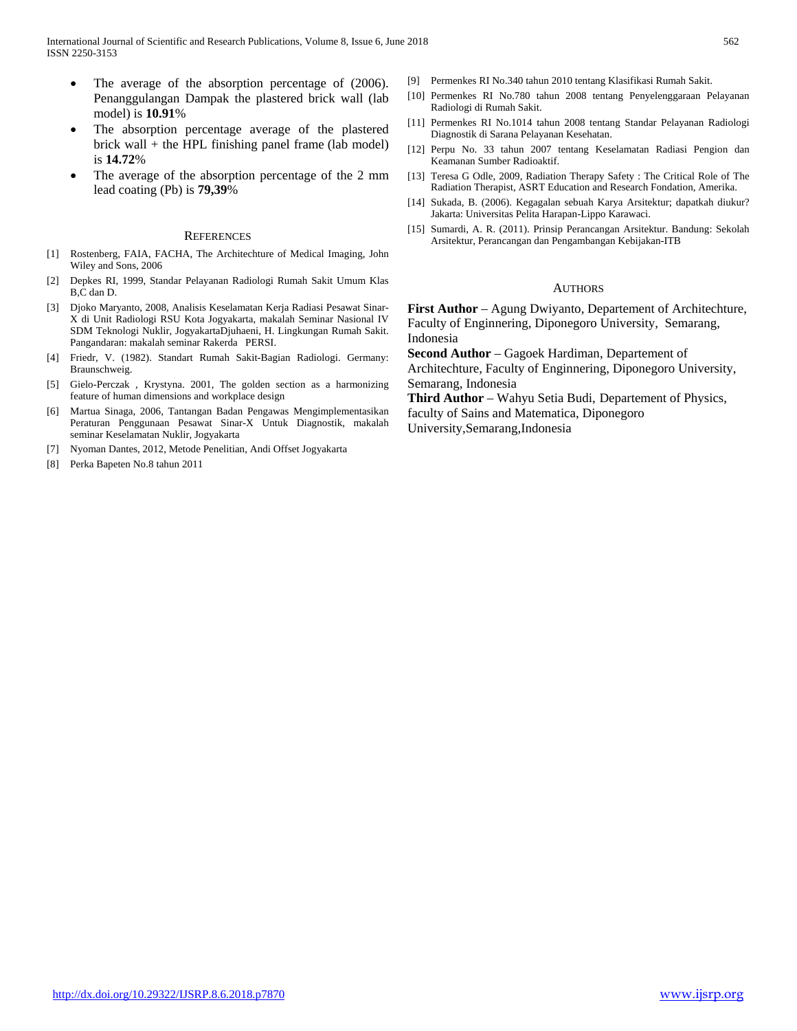- The average of the absorption percentage of (2006). Penanggulangan Dampak the plastered brick wall (lab model) is **10.91**%
- The absorption percentage average of the plastered brick wall + the HPL finishing panel frame (lab model) is **14.72**%
- The average of the absorption percentage of the 2 mm lead coating (Pb) is **79,39**%

## REFERENCES

[1] Rostenberg, FAIA, FACHA, The Architechture of Medical Imaging, John Wiley and Sons, 2006

[2] Depkes RI, 1999, Standar Pelayanan Radiologi Rumah Sakit Umum Klas B,C dan D.

[3] Djoko Maryanto, 2008, Analisis Keselamatan Kerja Radiasi Pesawat Sinar-X di Unit Radiologi RSU Kota Jogyakarta, makalah Seminar Nasional IV SDM Teknologi Nuklir, JogyakartaDjuhaeni, H. Lingkungan Rumah Sakit. Pangandaran: makalah seminar Rakerda PERSI.

[4] Friedr, V. (1982). Standart Rumah Sakit-Bagian Radiologi. Germany: Braunschweig.

[5] Gielo-Perczak , Krystyna. 2001, The golden section as a harmonizing feature of human dimensions and workplace design

[6] Martua Sinaga, 2006, Tantangan Badan Pengawas Mengimplementasikan Peraturan Penggunaan Pesawat Sinar-X Untuk Diagnostik, makalah seminar Keselamatan Nuklir, Jogyakarta

[7] Nyoman Dantes, 2012, Metode Penelitian, Andi Offset Jogyakarta

[8] Perka Bapeten No.8 tahun 2011

[9] Permenkes RI No.340 tahun 2010 tentang Klasifikasi Rumah Sakit.

[10] Permenkes RI No.780 tahun 2008 tentang Penyelenggaraan Pelayanan Radiologi di Rumah Sakit.

[11] Permenkes RI No.1014 tahun 2008 tentang Standar Pelayanan Radiologi Diagnostik di Sarana Pelayanan Kesehatan.

[12] Perpu No. 33 tahun 2007 tentang Keselamatan Radiasi Pengion dan Keamanan Sumber Radioaktif.

[13] Teresa G Odle, 2009, Radiation Therapy Safety : The Critical Role of The Radiation Therapist, ASRT Education and Research Fondation, Amerika.

[14] Sukada, B. (2006). Kegagalan sebuah Karya Arsitektur; dapatkah diukur? Jakarta: Universitas Pelita Harapan-Lippo Karawaci.

[15] Sumardi, A. R. (2011). Prinsip Perancangan Arsitektur. Bandung: Sekolah Arsitektur, Perancangan dan Pengambangan Kebijakan-ITB

## AUTHORS

**First Author** – Agung Dwiyanto, Departement of Architechture, Faculty of Enginnering, Diponegoro University, Semarang, Indonesia

**Second Author** – Gagoek Hardiman, Departement of Architechture, Faculty of Enginnering, Diponegoro University, Semarang, Indonesia

**Third Author** – Wahyu Setia Budi, Departement of Physics, faculty of Sains and Matematica, Diponegoro University,Semarang,Indonesia